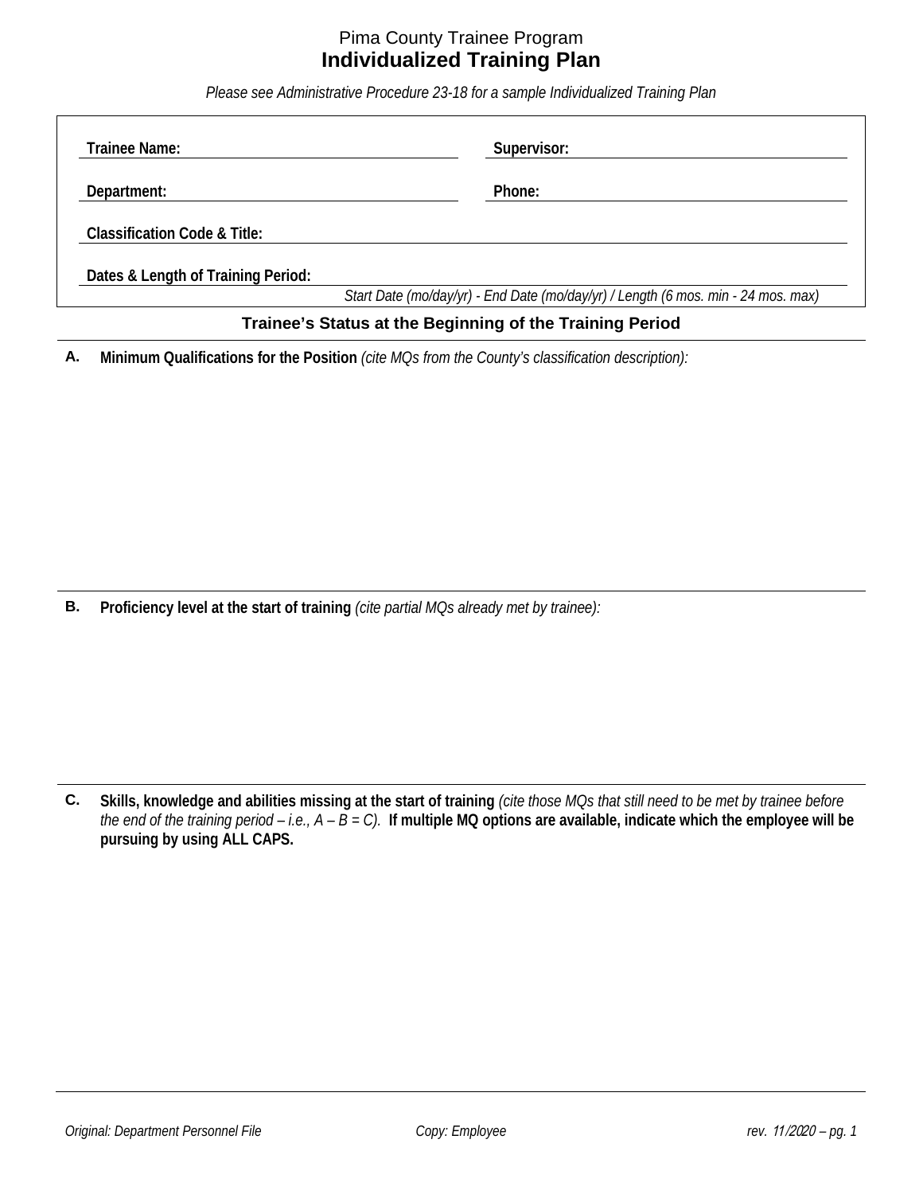Pima County Trainee Program

# Individualized Training Plan

*Please see Administrative Procedure 23-18 for a sample Individualized Training Plan*

**Trainee Name:** ______________________ **Supervisor:** ______________________

**Department:** ______________________ **Phone:** ______________________

**Classification Code & Title:** ______________________

**Dates & Length of Training Period:** ______________________

*Start Date (mo/day/yr) - End Date (mo/day/yr) / Length (6 mos. min - 24 mos. max)*

## Trainee's Status at the Beginning of the Training Period

**A. Minimum Qualifications for the Position** *(cite MQs from the County's classification description):*

**B. Proficiency level at the start of training** *(cite partial MQs already met by trainee):*

**C. Skills, knowledge and abilities missing at the start of training** *(cite those MQs that still need to be met by trainee before the end of the training period – i.e., A – B = C).* **If multiple MQ options are available, indicate which the employee will be pursuing by using ALL CAPS.**

*Original: Department Personnel File* *Copy: Employee* *rev. 11/2020*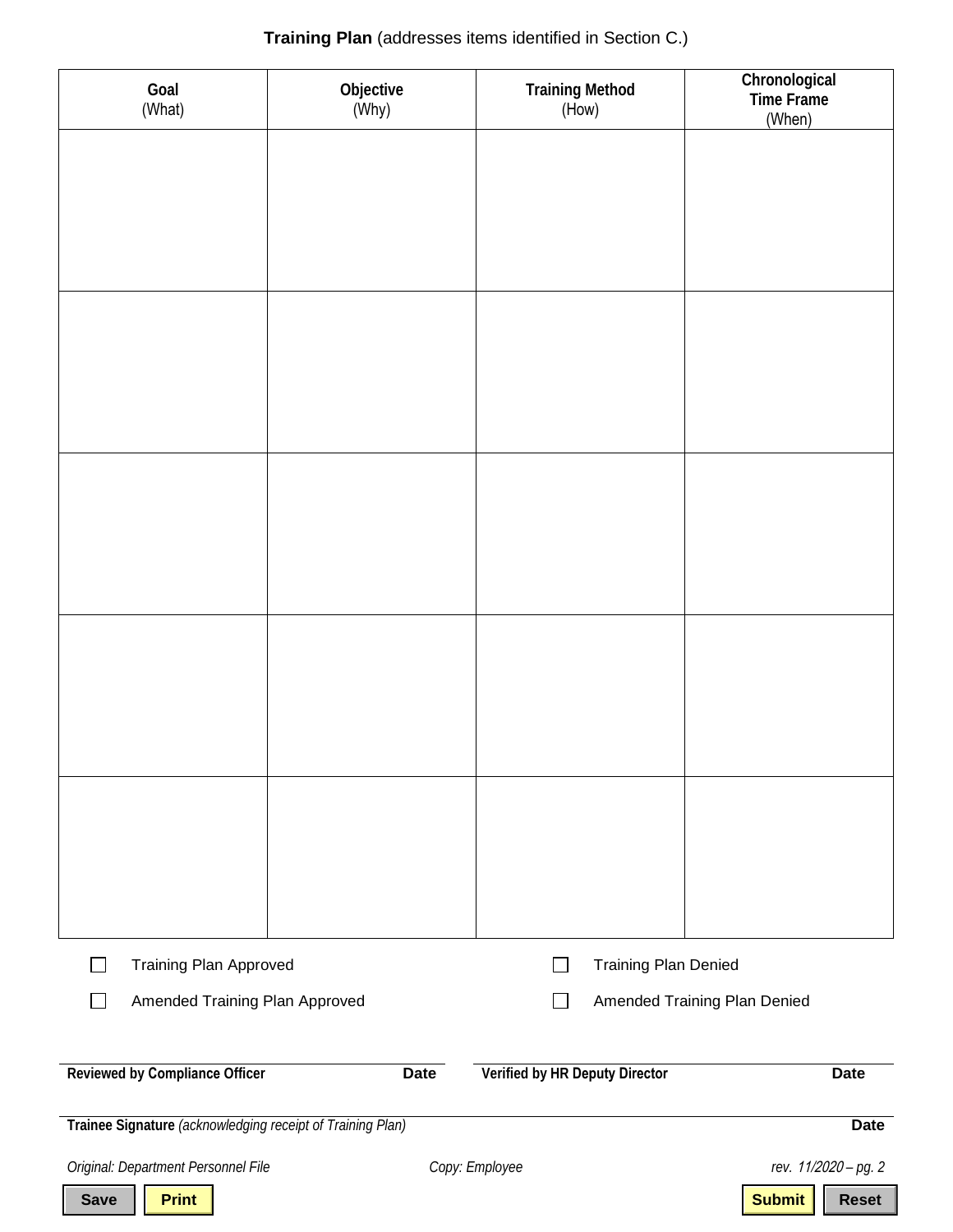**Training Plan** (addresses items identified in Section C.)

| **Goal** (What) | **Objective** (Why) | **Training Method** (How) | **Chronological Time Frame** (When) |
|---|---|---|---|
| | | | |
| | | | |
| | | | |
| | | | |
| | | | |

☐ Training Plan Approved

☐ Training Plan Denied

☐ Amended Training Plan Approved

☐ Amended Training Plan Denied

**Reviewed by Compliance Officer** **Date**

**Verified by HR Deputy Director** **Date**

**Trainee Signature** *(acknowledging receipt of Training Plan)* **Date**

*Original: Department Personnel File*

*Copy: Employee*

*rev. 11/2020 – pg. 2*

Save | Print | Submit | Reset